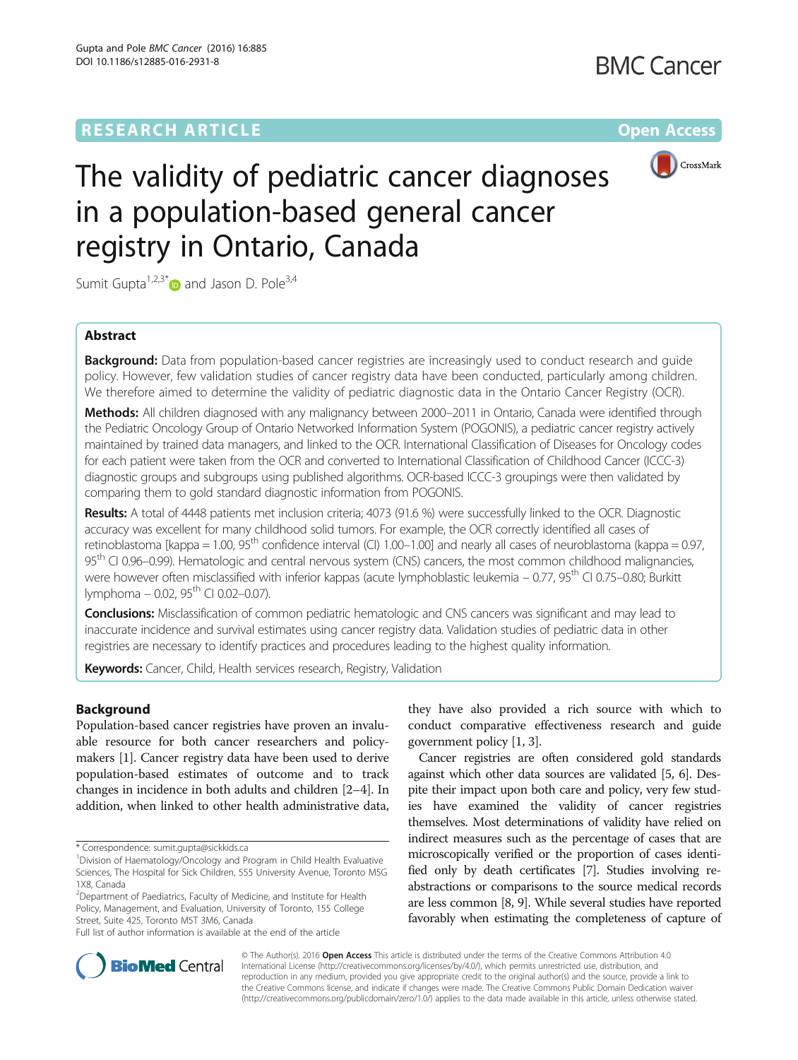RESEARCH ARTICLE

Open Access

# The validity of pediatric cancer diagnoses in a population-based general cancer registry in Ontario, Canada

Sumit Gupta[1,2,3*] and Jason D. Pole[3,4]

## Abstract

**Background:** Data from population-based cancer registries are increasingly used to conduct research and guide policy. However, few validation studies of cancer registry data have been conducted, particularly among children. We therefore aimed to determine the validity of pediatric diagnostic data in the Ontario Cancer Registry (OCR).

**Methods:** All children diagnosed with any malignancy between 2000–2011 in Ontario, Canada were identified through the Pediatric Oncology Group of Ontario Networked Information System (POGONIS), a pediatric cancer registry actively maintained by trained data managers, and linked to the OCR. International Classification of Diseases for Oncology codes for each patient were taken from the OCR and converted to International Classification of Childhood Cancer (ICCC-3) diagnostic groups and subgroups using published algorithms. OCR-based ICCC-3 groupings were then validated by comparing them to gold standard diagnostic information from POGONIS.

**Results:** A total of 4448 patients met inclusion criteria; 4073 (91.6 %) were successfully linked to the OCR. Diagnostic accuracy was excellent for many childhood solid tumors. For example, the OCR correctly identified all cases of retinoblastoma [kappa = 1.00, 95th confidence interval (CI) 1.00–1.00] and nearly all cases of neuroblastoma (kappa = 0.97, 95th CI 0.96–0.99). Hematologic and central nervous system (CNS) cancers, the most common childhood malignancies, were however often misclassified with inferior kappas (acute lymphoblastic leukemia – 0.77, 95th CI 0.75–0.80; Burkitt lymphoma – 0.02, 95th CI 0.02–0.07).

**Conclusions:** Misclassification of common pediatric hematologic and CNS cancers was significant and may lead to inaccurate incidence and survival estimates using cancer registry data. Validation studies of pediatric data in other registries are necessary to identify practices and procedures leading to the highest quality information.

**Keywords:** Cancer, Child, Health services research, Registry, Validation

## Background

Population-based cancer registries have proven an invaluable resource for both cancer researchers and policymakers [1]. Cancer registry data have been used to derive population-based estimates of outcome and to track changes in incidence in both adults and children [2–4]. In addition, when linked to other health administrative data, they have also provided a rich source with which to conduct comparative effectiveness research and guide government policy [1, 3].

Cancer registries are often considered gold standards against which other data sources are validated [5, 6]. Despite their impact upon both care and policy, very few studies have examined the validity of cancer registries themselves. Most determinations of validity have relied on indirect measures such as the percentage of cases that are microscopically verified or the proportion of cases identified only by death certificates [7]. Studies involving re-abstractions or comparisons to the source medical records are less common [8, 9]. While several studies have reported favorably when estimating the completeness of capture of

\* Correspondence: sumit.gupta@sickkids.ca

[1]Division of Haematology/Oncology and Program in Child Health Evaluative Sciences, The Hospital for Sick Children, 555 University Avenue, Toronto M5G 1X8, Canada

[2]Department of Paediatrics, Faculty of Medicine, and Institute for Health Policy, Management, and Evaluation, University of Toronto, 155 College Street, Suite 425, Toronto M5T 3M6, Canada

Full list of author information is available at the end of the article

© The Author(s). 2016 **Open Access** This article is distributed under the terms of the Creative Commons Attribution 4.0 International License (http://creativecommons.org/licenses/by/4.0/), which permits unrestricted use, distribution, and reproduction in any medium, provided you give appropriate credit to the original author(s) and the source, provide a link to the Creative Commons license, and indicate if changes were made. The Creative Commons Public Domain Dedication waiver (http://creativecommons.org/publicdomain/zero/1.0/) applies to the data made available in this article, unless otherwise stated.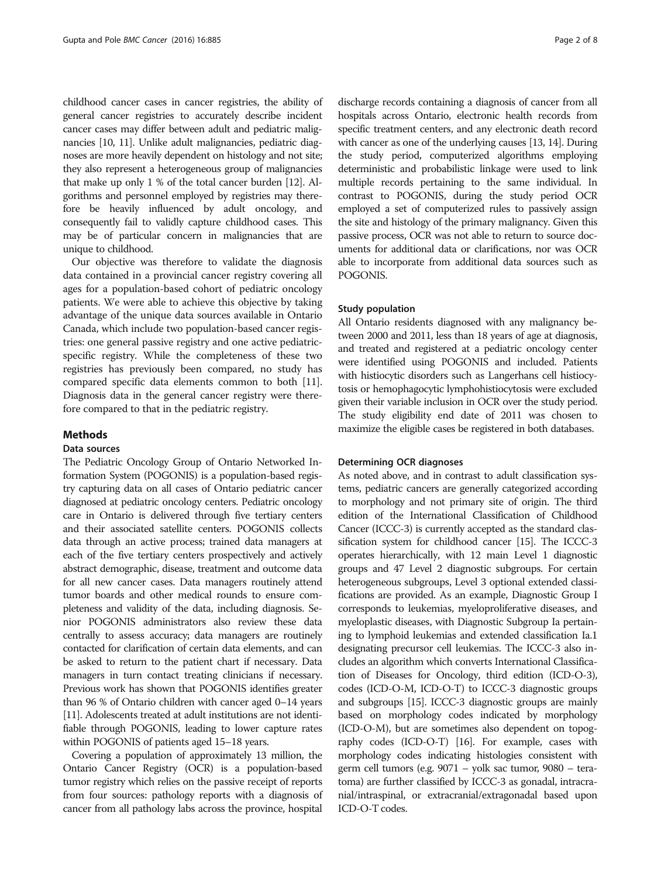childhood cancer cases in cancer registries, the ability of general cancer registries to accurately describe incident cancer cases may differ between adult and pediatric malignancies [10, 11]. Unlike adult malignancies, pediatric diagnoses are more heavily dependent on histology and not site; they also represent a heterogeneous group of malignancies that make up only 1 % of the total cancer burden [12]. Algorithms and personnel employed by registries may therefore be heavily influenced by adult oncology, and consequently fail to validly capture childhood cases. This may be of particular concern in malignancies that are unique to childhood.

Our objective was therefore to validate the diagnosis data contained in a provincial cancer registry covering all ages for a population-based cohort of pediatric oncology patients. We were able to achieve this objective by taking advantage of the unique data sources available in Ontario Canada, which include two population-based cancer registries: one general passive registry and one active pediatric-specific registry. While the completeness of these two registries has previously been compared, no study has compared specific data elements common to both [11]. Diagnosis data in the general cancer registry were therefore compared to that in the pediatric registry.

## Methods

### Data sources

The Pediatric Oncology Group of Ontario Networked Information System (POGONIS) is a population-based registry capturing data on all cases of Ontario pediatric cancer diagnosed at pediatric oncology centers. Pediatric oncology care in Ontario is delivered through five tertiary centers and their associated satellite centers. POGONIS collects data through an active process; trained data managers at each of the five tertiary centers prospectively and actively abstract demographic, disease, treatment and outcome data for all new cancer cases. Data managers routinely attend tumor boards and other medical rounds to ensure completeness and validity of the data, including diagnosis. Senior POGONIS administrators also review these data centrally to assess accuracy; data managers are routinely contacted for clarification of certain data elements, and can be asked to return to the patient chart if necessary. Data managers in turn contact treating clinicians if necessary. Previous work has shown that POGONIS identifies greater than 96 % of Ontario children with cancer aged 0–14 years [11]. Adolescents treated at adult institutions are not identifiable through POGONIS, leading to lower capture rates within POGONIS of patients aged 15–18 years.

Covering a population of approximately 13 million, the Ontario Cancer Registry (OCR) is a population-based tumor registry which relies on the passive receipt of reports from four sources: pathology reports with a diagnosis of cancer from all pathology labs across the province, hospital discharge records containing a diagnosis of cancer from all hospitals across Ontario, electronic health records from specific treatment centers, and any electronic death record with cancer as one of the underlying causes [13, 14]. During the study period, computerized algorithms employing deterministic and probabilistic linkage were used to link multiple records pertaining to the same individual. In contrast to POGONIS, during the study period OCR employed a set of computerized rules to passively assign the site and histology of the primary malignancy. Given this passive process, OCR was not able to return to source documents for additional data or clarifications, nor was OCR able to incorporate from additional data sources such as POGONIS.

### Study population

All Ontario residents diagnosed with any malignancy between 2000 and 2011, less than 18 years of age at diagnosis, and treated and registered at a pediatric oncology center were identified using POGONIS and included. Patients with histiocytic disorders such as Langerhans cell histiocytosis or hemophagocytic lymphohistiocytosis were excluded given their variable inclusion in OCR over the study period. The study eligibility end date of 2011 was chosen to maximize the eligible cases be registered in both databases.

### Determining OCR diagnoses

As noted above, and in contrast to adult classification systems, pediatric cancers are generally categorized according to morphology and not primary site of origin. The third edition of the International Classification of Childhood Cancer (ICCC-3) is currently accepted as the standard classification system for childhood cancer [15]. The ICCC-3 operates hierarchically, with 12 main Level 1 diagnostic groups and 47 Level 2 diagnostic subgroups. For certain heterogeneous subgroups, Level 3 optional extended classifications are provided. As an example, Diagnostic Group I corresponds to leukemias, myeloproliferative diseases, and myeloplastic diseases, with Diagnostic Subgroup Ia pertaining to lymphoid leukemias and extended classification Ia.1 designating precursor cell leukemias. The ICCC-3 also includes an algorithm which converts International Classification of Diseases for Oncology, third edition (ICD-O-3), codes (ICD-O-M, ICD-O-T) to ICCC-3 diagnostic groups and subgroups [15]. ICCC-3 diagnostic groups are mainly based on morphology codes indicated by morphology (ICD-O-M), but are sometimes also dependent on topography codes (ICD-O-T) [16]. For example, cases with morphology codes indicating histologies consistent with germ cell tumors (e.g. 9071 – yolk sac tumor, 9080 – teratoma) are further classified by ICCC-3 as gonadal, intracranial/intraspinal, or extracranial/extragonadal based upon ICD-O-T codes.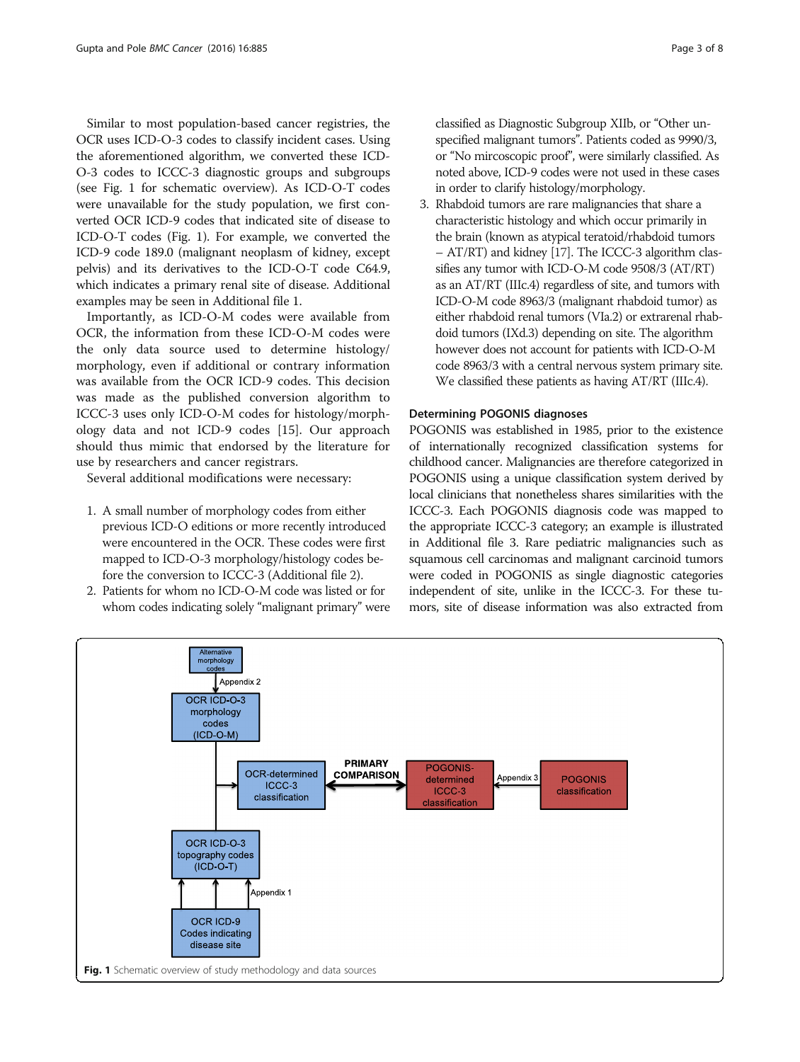Similar to most population-based cancer registries, the OCR uses ICD-O-3 codes to classify incident cases. Using the aforementioned algorithm, we converted these ICD-O-3 codes to ICCC-3 diagnostic groups and subgroups (see Fig. 1 for schematic overview). As ICD-O-T codes were unavailable for the study population, we first converted OCR ICD-9 codes that indicated site of disease to ICD-O-T codes (Fig. 1). For example, we converted the ICD-9 code 189.0 (malignant neoplasm of kidney, except pelvis) and its derivatives to the ICD-O-T code C64.9, which indicates a primary renal site of disease. Additional examples may be seen in Additional file 1.

Importantly, as ICD-O-M codes were available from OCR, the information from these ICD-O-M codes were the only data source used to determine histology/morphology, even if additional or contrary information was available from the OCR ICD-9 codes. This decision was made as the published conversion algorithm to ICCC-3 uses only ICD-O-M codes for histology/morphology data and not ICD-9 codes [15]. Our approach should thus mimic that endorsed by the literature for use by researchers and cancer registrars.

Several additional modifications were necessary:

1. A small number of morphology codes from either previous ICD-O editions or more recently introduced were encountered in the OCR. These codes were first mapped to ICD-O-3 morphology/histology codes before the conversion to ICCC-3 (Additional file 2).
2. Patients for whom no ICD-O-M code was listed or for whom codes indicating solely "malignant primary" were classified as Diagnostic Subgroup XIIb, or "Other unspecified malignant tumors". Patients coded as 9990/3, or "No mircoscopic proof", were similarly classified. As noted above, ICD-9 codes were not used in these cases in order to clarify histology/morphology.
3. Rhabdoid tumors are rare malignancies that share a characteristic histology and which occur primarily in the brain (known as atypical teratoid/rhabdoid tumors – AT/RT) and kidney [17]. The ICCC-3 algorithm classifies any tumor with ICD-O-M code 9508/3 (AT/RT) as an AT/RT (IIIc.4) regardless of site, and tumors with ICD-O-M code 8963/3 (malignant rhabdoid tumor) as either rhabdoid renal tumors (VIa.2) or extrarenal rhabdoid tumors (IXd.3) depending on site. The algorithm however does not account for patients with ICD-O-M code 8963/3 with a central nervous system primary site. We classified these patients as having AT/RT (IIIc.4).

### Determining POGONIS diagnoses

POGONIS was established in 1985, prior to the existence of internationally recognized classification systems for childhood cancer. Malignancies are therefore categorized in POGONIS using a unique classification system derived by local clinicians that nonetheless shares similarities with the ICCC-3. Each POGONIS diagnosis code was mapped to the appropriate ICCC-3 category; an example is illustrated in Additional file 3. Rare pediatric malignancies such as squamous cell carcinomas and malignant carcinoid tumors were coded in POGONIS as single diagnostic categories independent of site, unlike in the ICCC-3. For these tumors, site of disease information was also extracted from

**Fig. 1** Schematic overview of study methodology and data sources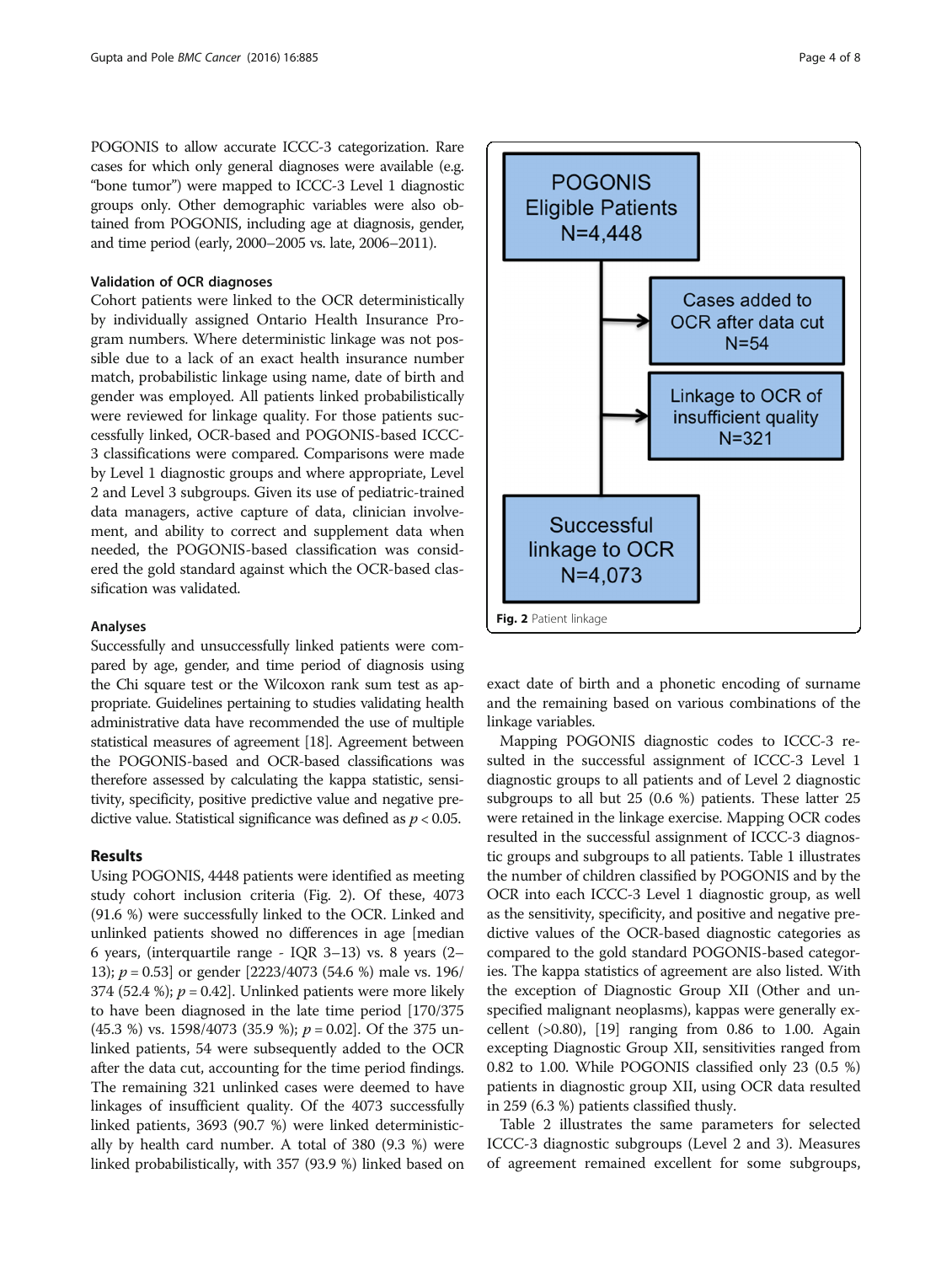POGONIS to allow accurate ICCC-3 categorization. Rare cases for which only general diagnoses were available (e.g. "bone tumor") were mapped to ICCC-3 Level 1 diagnostic groups only. Other demographic variables were also obtained from POGONIS, including age at diagnosis, gender, and time period (early, 2000–2005 vs. late, 2006–2011).

### Validation of OCR diagnoses

Cohort patients were linked to the OCR deterministically by individually assigned Ontario Health Insurance Program numbers. Where deterministic linkage was not possible due to a lack of an exact health insurance number match, probabilistic linkage using name, date of birth and gender was employed. All patients linked probabilistically were reviewed for linkage quality. For those patients successfully linked, OCR-based and POGONIS-based ICCC-3 classifications were compared. Comparisons were made by Level 1 diagnostic groups and where appropriate, Level 2 and Level 3 subgroups. Given its use of pediatric-trained data managers, active capture of data, clinician involvement, and ability to correct and supplement data when needed, the POGONIS-based classification was considered the gold standard against which the OCR-based classification was validated.

### Analyses

Successfully and unsuccessfully linked patients were compared by age, gender, and time period of diagnosis using the Chi square test or the Wilcoxon rank sum test as appropriate. Guidelines pertaining to studies validating health administrative data have recommended the use of multiple statistical measures of agreement [18]. Agreement between the POGONIS-based and OCR-based classifications was therefore assessed by calculating the kappa statistic, sensitivity, specificity, positive predictive value and negative predictive value. Statistical significance was defined as $p < 0.05$.

## Results

Using POGONIS, 4448 patients were identified as meeting study cohort inclusion criteria (Fig. 2). Of these, 4073 (91.6 %) were successfully linked to the OCR. Linked and unlinked patients showed no differences in age [median 6 years, (interquartile range - IQR 3–13) vs. 8 years (2–13); $p = 0.53$] or gender [2223/4073 (54.6 %) male vs. 196/374 (52.4 %); $p = 0.42$]. Unlinked patients were more likely to have been diagnosed in the late time period [170/375 (45.3 %) vs. 1598/4073 (35.9 %); $p = 0.02$]. Of the 375 unlinked patients, 54 were subsequently added to the OCR after the data cut, accounting for the time period findings. The remaining 321 unlinked cases were deemed to have linkages of insufficient quality. Of the 4073 successfully linked patients, 3693 (90.7 %) were linked deterministically by health card number. A total of 380 (9.3 %) were linked probabilistically, with 357 (93.9 %) linked based on exact date of birth and a phonetic encoding of surname and the remaining based on various combinations of the linkage variables.

POGONIS Eligible Patients N=4,448

Cases added to OCR after data cut N=54

Linkage to OCR of insufficient quality N=321

Successful linkage to OCR N=4,073

**Fig. 2** Patient linkage

Mapping POGONIS diagnostic codes to ICCC-3 resulted in the successful assignment of ICCC-3 Level 1 diagnostic groups to all patients and of Level 2 diagnostic subgroups to all but 25 (0.6 %) patients. These latter 25 were retained in the linkage exercise. Mapping OCR codes resulted in the successful assignment of ICCC-3 diagnostic groups and subgroups to all patients. Table 1 illustrates the number of children classified by POGONIS and by the OCR into each ICCC-3 Level 1 diagnostic group, as well as the sensitivity, specificity, and positive and negative predictive values of the OCR-based diagnostic categories as compared to the gold standard POGONIS-based categories. The kappa statistics of agreement are also listed. With the exception of Diagnostic Group XII (Other and unspecified malignant neoplasms), kappas were generally excellent (>0.80), [19] ranging from 0.86 to 1.00. Again excepting Diagnostic Group XII, sensitivities ranged from 0.82 to 1.00. While POGONIS classified only 23 (0.5 %) patients in diagnostic group XII, using OCR data resulted in 259 (6.3 %) patients classified thusly.

Table 2 illustrates the same parameters for selected ICCC-3 diagnostic subgroups (Level 2 and 3). Measures of agreement remained excellent for some subgroups,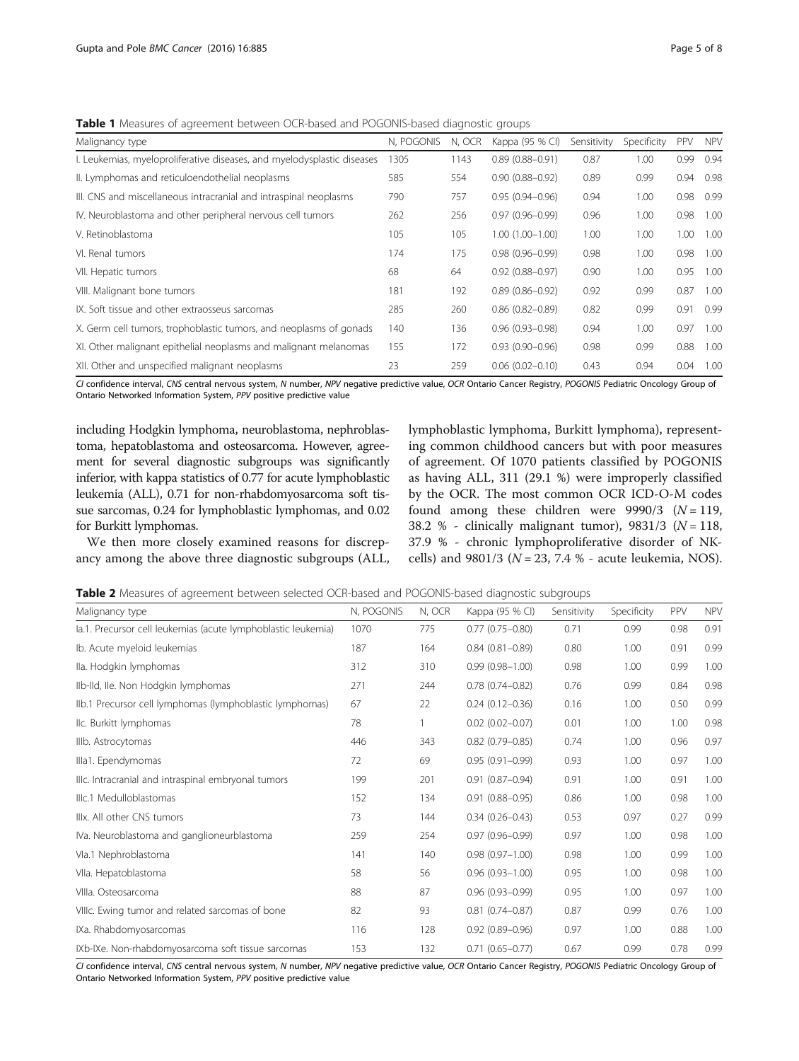**Table 1** Measures of agreement between OCR-based and POGONIS-based diagnostic groups

| Malignancy type | N, POGONIS | N, OCR | Kappa (95 % CI) | Sensitivity | Specificity | PPV | NPV |
|---|---|---|---|---|---|---|---|
| I. Leukemias, myeloproliferative diseases, and myelodysplastic diseases | 1305 | 1143 | 0.89 (0.88–0.91) | 0.87 | 1.00 | 0.99 | 0.94 |
| II. Lymphomas and reticuloendothelial neoplasms | 585 | 554 | 0.90 (0.88–0.92) | 0.89 | 0.99 | 0.94 | 0.98 |
| III. CNS and miscellaneous intracranial and intraspinal neoplasms | 790 | 757 | 0.95 (0.94–0.96) | 0.94 | 1.00 | 0.98 | 0.99 |
| IV. Neuroblastoma and other peripheral nervous cell tumors | 262 | 256 | 0.97 (0.96–0.99) | 0.96 | 1.00 | 0.98 | 1.00 |
| V. Retinoblastoma | 105 | 105 | 1.00 (1.00–1.00) | 1.00 | 1.00 | 1.00 | 1.00 |
| VI. Renal tumors | 174 | 175 | 0.98 (0.96–0.99) | 0.98 | 1.00 | 0.98 | 1.00 |
| VII. Hepatic tumors | 68 | 64 | 0.92 (0.88–0.97) | 0.90 | 1.00 | 0.95 | 1.00 |
| VIII. Malignant bone tumors | 181 | 192 | 0.89 (0.86–0.92) | 0.92 | 0.99 | 0.87 | 1.00 |
| IX. Soft tissue and other extraosseus sarcomas | 285 | 260 | 0.86 (0.82–0.89) | 0.82 | 0.99 | 0.91 | 0.99 |
| X. Germ cell tumors, trophoblastic tumors, and neoplasms of gonads | 140 | 136 | 0.96 (0.93–0.98) | 0.94 | 1.00 | 0.97 | 1.00 |
| XI. Other malignant epithelial neoplasms and malignant melanomas | 155 | 172 | 0.93 (0.90–0.96) | 0.98 | 0.99 | 0.88 | 1.00 |
| XII. Other and unspecified malignant neoplasms | 23 | 259 | 0.06 (0.02–0.10) | 0.43 | 0.94 | 0.04 | 1.00 |

*CI* confidence interval, *CNS* central nervous system, *N* number, *NPV* negative predictive value, *OCR* Ontario Cancer Registry, *POGONIS* Pediatric Oncology Group of Ontario Networked Information System, *PPV* positive predictive value

including Hodgkin lymphoma, neuroblastoma, nephroblastoma, hepatoblastoma and osteosarcoma. However, agreement for several diagnostic subgroups was significantly inferior, with kappa statistics of 0.77 for acute lymphoblastic leukemia (ALL), 0.71 for non-rhabdomyosarcoma soft tissue sarcomas, 0.24 for lymphoblastic lymphomas, and 0.02 for Burkitt lymphomas.

We then more closely examined reasons for discrepancy among the above three diagnostic subgroups (ALL, lymphoblastic lymphoma, Burkitt lymphoma), representing common childhood cancers but with poor measures of agreement. Of 1070 patients classified by POGONIS as having ALL, 311 (29.1 %) were improperly classified by the OCR. The most common OCR ICD-O-M codes found among these children were 9990/3 ($N = 119$, 38.2 % - clinically malignant tumor), 9831/3 ($N = 118$, 37.9 % - chronic lymphoproliferative disorder of NK-cells) and 9801/3 ($N = 23$, 7.4 % - acute leukemia, NOS).

**Table 2** Measures of agreement between selected OCR-based and POGONIS-based diagnostic subgroups

| Malignancy type | N, POGONIS | N, OCR | Kappa (95 % CI) | Sensitivity | Specificity | PPV | NPV |
|---|---|---|---|---|---|---|---|
| Ia.1. Precursor cell leukemias (acute lymphoblastic leukemia) | 1070 | 775 | 0.77 (0.75–0.80) | 0.71 | 0.99 | 0.98 | 0.91 |
| Ib. Acute myeloid leukemias | 187 | 164 | 0.84 (0.81–0.89) | 0.80 | 1.00 | 0.91 | 0.99 |
| IIa. Hodgkin lymphomas | 312 | 310 | 0.99 (0.98–1.00) | 0.98 | 1.00 | 0.99 | 1.00 |
| IIb-IId, IIe. Non Hodgkin lymphomas | 271 | 244 | 0.78 (0.74–0.82) | 0.76 | 0.99 | 0.84 | 0.98 |
| IIb.1 Precursor cell lymphomas (lymphoblastic lymphomas) | 67 | 22 | 0.24 (0.12–0.36) | 0.16 | 1.00 | 0.50 | 0.99 |
| IIc. Burkitt lymphomas | 78 | 1 | 0.02 (0.02–0.07) | 0.01 | 1.00 | 1.00 | 0.98 |
| IIIb. Astrocytomas | 446 | 343 | 0.82 (0.79–0.85) | 0.74 | 1.00 | 0.96 | 0.97 |
| IIIa1. Ependymomas | 72 | 69 | 0.95 (0.91–0.99) | 0.93 | 1.00 | 0.97 | 1.00 |
| IIIc. Intracranial and intraspinal embryonal tumors | 199 | 201 | 0.91 (0.87–0.94) | 0.91 | 1.00 | 0.91 | 1.00 |
| IIIc.1 Medulloblastomas | 152 | 134 | 0.91 (0.88–0.95) | 0.86 | 1.00 | 0.98 | 1.00 |
| IIIx. All other CNS tumors | 73 | 144 | 0.34 (0.26–0.43) | 0.53 | 0.97 | 0.27 | 0.99 |
| IVa. Neuroblastoma and ganglioneurblastoma | 259 | 254 | 0.97 (0.96–0.99) | 0.97 | 1.00 | 0.98 | 1.00 |
| VIa.1 Nephroblastoma | 141 | 140 | 0.98 (0.97–1.00) | 0.98 | 1.00 | 0.99 | 1.00 |
| VIIa. Hepatoblastoma | 58 | 56 | 0.96 (0.93–1.00) | 0.95 | 1.00 | 0.98 | 1.00 |
| VIIIa. Osteosarcoma | 88 | 87 | 0.96 (0.93–0.99) | 0.95 | 1.00 | 0.97 | 1.00 |
| VIIIc. Ewing tumor and related sarcomas of bone | 82 | 93 | 0.81 (0.74–0.87) | 0.87 | 0.99 | 0.76 | 1.00 |
| IXa. Rhabdomyosarcomas | 116 | 128 | 0.92 (0.89–0.96) | 0.97 | 1.00 | 0.88 | 1.00 |
| IXb-IXe. Non-rhabdomyosarcoma soft tissue sarcomas | 153 | 132 | 0.71 (0.65–0.77) | 0.67 | 0.99 | 0.78 | 0.99 |

*CI* confidence interval, *CNS* central nervous system, *N* number, *NPV* negative predictive value, *OCR* Ontario Cancer Registry, *POGONIS* Pediatric Oncology Group of Ontario Networked Information System, *PPV* positive predictive value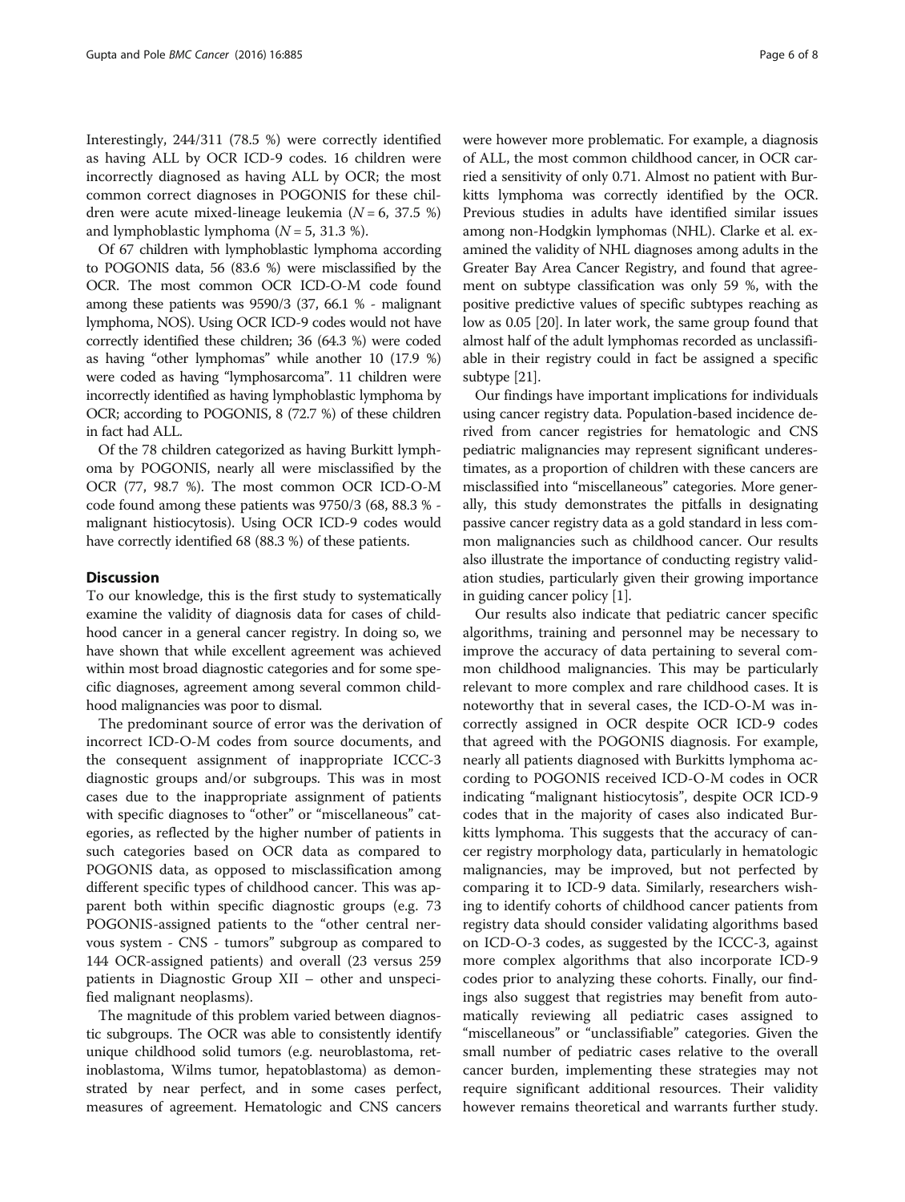Interestingly, 244/311 (78.5 %) were correctly identified as having ALL by OCR ICD-9 codes. 16 children were incorrectly diagnosed as having ALL by OCR; the most common correct diagnoses in POGONIS for these children were acute mixed-lineage leukemia ($N = 6$, 37.5 %) and lymphoblastic lymphoma ($N = 5$, 31.3 %).

Of 67 children with lymphoblastic lymphoma according to POGONIS data, 56 (83.6 %) were misclassified by the OCR. The most common OCR ICD-O-M code found among these patients was 9590/3 (37, 66.1 % - malignant lymphoma, NOS). Using OCR ICD-9 codes would not have correctly identified these children; 36 (64.3 %) were coded as having "other lymphomas" while another 10 (17.9 %) were coded as having "lymphosarcoma". 11 children were incorrectly identified as having lymphoblastic lymphoma by OCR; according to POGONIS, 8 (72.7 %) of these children in fact had ALL.

Of the 78 children categorized as having Burkitt lymphoma by POGONIS, nearly all were misclassified by the OCR (77, 98.7 %). The most common OCR ICD-O-M code found among these patients was 9750/3 (68, 88.3 % - malignant histiocytosis). Using OCR ICD-9 codes would have correctly identified 68 (88.3 %) of these patients.

## Discussion

To our knowledge, this is the first study to systematically examine the validity of diagnosis data for cases of childhood cancer in a general cancer registry. In doing so, we have shown that while excellent agreement was achieved within most broad diagnostic categories and for some specific diagnoses, agreement among several common childhood malignancies was poor to dismal.

The predominant source of error was the derivation of incorrect ICD-O-M codes from source documents, and the consequent assignment of inappropriate ICCC-3 diagnostic groups and/or subgroups. This was in most cases due to the inappropriate assignment of patients with specific diagnoses to "other" or "miscellaneous" categories, as reflected by the higher number of patients in such categories based on OCR data as compared to POGONIS data, as opposed to misclassification among different specific types of childhood cancer. This was apparent both within specific diagnostic groups (e.g. 73 POGONIS-assigned patients to the "other central nervous system - CNS - tumors" subgroup as compared to 144 OCR-assigned patients) and overall (23 versus 259 patients in Diagnostic Group XII – other and unspecified malignant neoplasms).

The magnitude of this problem varied between diagnostic subgroups. The OCR was able to consistently identify unique childhood solid tumors (e.g. neuroblastoma, retinoblastoma, Wilms tumor, hepatoblastoma) as demonstrated by near perfect, and in some cases perfect, measures of agreement. Hematologic and CNS cancers were however more problematic. For example, a diagnosis of ALL, the most common childhood cancer, in OCR carried a sensitivity of only 0.71. Almost no patient with Burkitts lymphoma was correctly identified by the OCR. Previous studies in adults have identified similar issues among non-Hodgkin lymphomas (NHL). Clarke et al. examined the validity of NHL diagnoses among adults in the Greater Bay Area Cancer Registry, and found that agreement on subtype classification was only 59 %, with the positive predictive values of specific subtypes reaching as low as 0.05 [20]. In later work, the same group found that almost half of the adult lymphomas recorded as unclassifiable in their registry could in fact be assigned a specific subtype [21].

Our findings have important implications for individuals using cancer registry data. Population-based incidence derived from cancer registries for hematologic and CNS pediatric malignancies may represent significant underestimates, as a proportion of children with these cancers are misclassified into "miscellaneous" categories. More generally, this study demonstrates the pitfalls in designating passive cancer registry data as a gold standard in less common malignancies such as childhood cancer. Our results also illustrate the importance of conducting registry validation studies, particularly given their growing importance in guiding cancer policy [1].

Our results also indicate that pediatric cancer specific algorithms, training and personnel may be necessary to improve the accuracy of data pertaining to several common childhood malignancies. This may be particularly relevant to more complex and rare childhood cases. It is noteworthy that in several cases, the ICD-O-M was incorrectly assigned in OCR despite OCR ICD-9 codes that agreed with the POGONIS diagnosis. For example, nearly all patients diagnosed with Burkitts lymphoma according to POGONIS received ICD-O-M codes in OCR indicating "malignant histiocytosis", despite OCR ICD-9 codes that in the majority of cases also indicated Burkitts lymphoma. This suggests that the accuracy of cancer registry morphology data, particularly in hematologic malignancies, may be improved, but not perfected by comparing it to ICD-9 data. Similarly, researchers wishing to identify cohorts of childhood cancer patients from registry data should consider validating algorithms based on ICD-O-3 codes, as suggested by the ICCC-3, against more complex algorithms that also incorporate ICD-9 codes prior to analyzing these cohorts. Finally, our findings also suggest that registries may benefit from automatically reviewing all pediatric cases assigned to "miscellaneous" or "unclassifiable" categories. Given the small number of pediatric cases relative to the overall cancer burden, implementing these strategies may not require significant additional resources. Their validity however remains theoretical and warrants further study.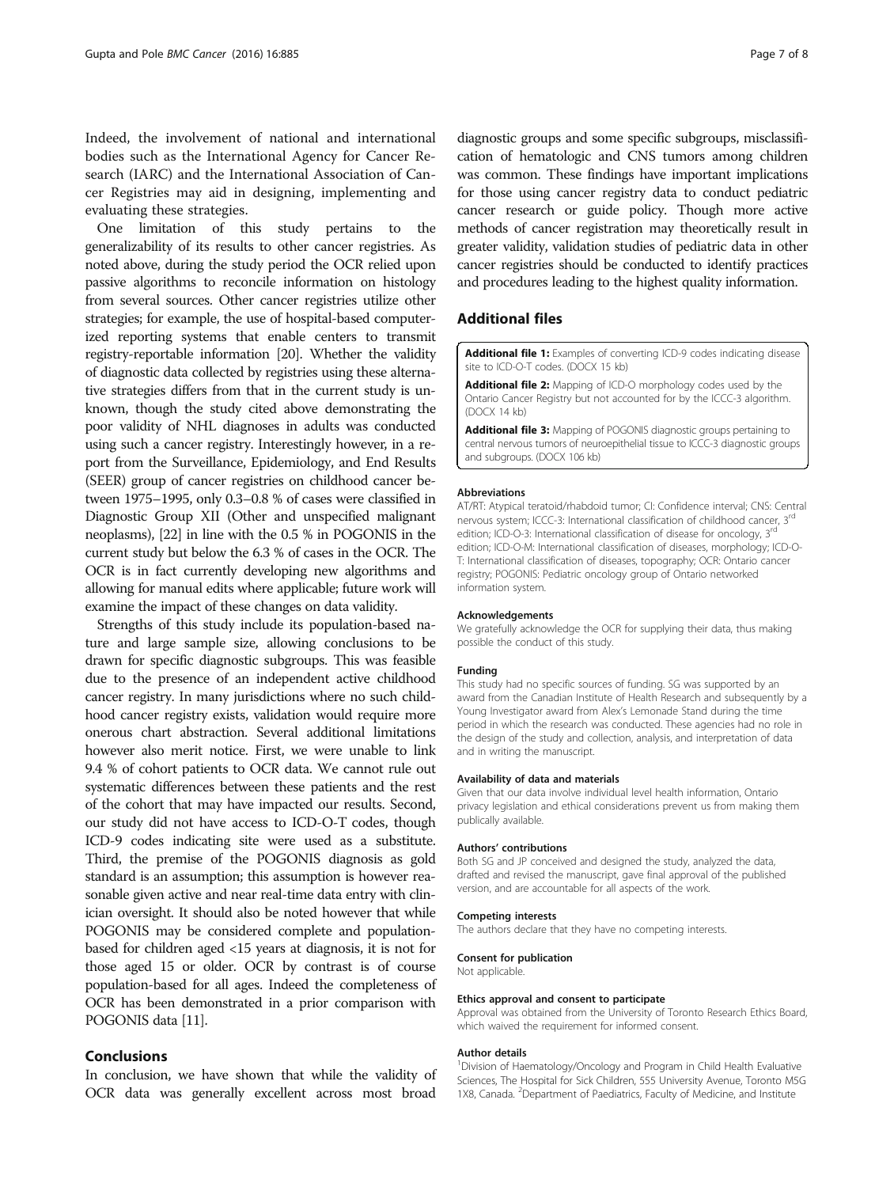Indeed, the involvement of national and international bodies such as the International Agency for Cancer Research (IARC) and the International Association of Cancer Registries may aid in designing, implementing and evaluating these strategies.

One limitation of this study pertains to the generalizability of its results to other cancer registries. As noted above, during the study period the OCR relied upon passive algorithms to reconcile information on histology from several sources. Other cancer registries utilize other strategies; for example, the use of hospital-based computerized reporting systems that enable centers to transmit registry-reportable information [20]. Whether the validity of diagnostic data collected by registries using these alternative strategies differs from that in the current study is unknown, though the study cited above demonstrating the poor validity of NHL diagnoses in adults was conducted using such a cancer registry. Interestingly however, in a report from the Surveillance, Epidemiology, and End Results (SEER) group of cancer registries on childhood cancer between 1975–1995, only 0.3–0.8 % of cases were classified in Diagnostic Group XII (Other and unspecified malignant neoplasms), [22] in line with the 0.5 % in POGONIS in the current study but below the 6.3 % of cases in the OCR. The OCR is in fact currently developing new algorithms and allowing for manual edits where applicable; future work will examine the impact of these changes on data validity.

Strengths of this study include its population-based nature and large sample size, allowing conclusions to be drawn for specific diagnostic subgroups. This was feasible due to the presence of an independent active childhood cancer registry. In many jurisdictions where no such childhood cancer registry exists, validation would require more onerous chart abstraction. Several additional limitations however also merit notice. First, we were unable to link 9.4 % of cohort patients to OCR data. We cannot rule out systematic differences between these patients and the rest of the cohort that may have impacted our results. Second, our study did not have access to ICD-O-T codes, though ICD-9 codes indicating site were used as a substitute. Third, the premise of the POGONIS diagnosis as gold standard is an assumption; this assumption is however reasonable given active and near real-time data entry with clinician oversight. It should also be noted however that while POGONIS may be considered complete and population-based for children aged <15 years at diagnosis, it is not for those aged 15 or older. OCR by contrast is of course population-based for all ages. Indeed the completeness of OCR has been demonstrated in a prior comparison with POGONIS data [11].

## Conclusions

In conclusion, we have shown that while the validity of OCR data was generally excellent across most broad diagnostic groups and some specific subgroups, misclassification of hematologic and CNS tumors among children was common. These findings have important implications for those using cancer registry data to conduct pediatric cancer research or guide policy. Though more active methods of cancer registration may theoretically result in greater validity, validation studies of pediatric data in other cancer registries should be conducted to identify practices and procedures leading to the highest quality information.

## Additional files

**Additional file 1:** Examples of converting ICD-9 codes indicating disease site to ICD-O-T codes. (DOCX 15 kb)

**Additional file 2:** Mapping of ICD-O morphology codes used by the Ontario Cancer Registry but not accounted for by the ICCC-3 algorithm. (DOCX 14 kb)

**Additional file 3:** Mapping of POGONIS diagnostic groups pertaining to central nervous tumors of neuroepithelial tissue to ICCC-3 diagnostic groups and subgroups. (DOCX 106 kb)

#### Abbreviations

AT/RT: Atypical teratoid/rhabdoid tumor; CI: Confidence interval; CNS: Central nervous system; ICCC-3: International classification of childhood cancer, 3rd edition; ICD-O-3: International classification of disease for oncology, 3rd edition; ICD-O-M: International classification of diseases, morphology; ICD-O-T: International classification of diseases, topography; OCR: Ontario cancer registry; POGONIS: Pediatric oncology group of Ontario networked information system.

#### Acknowledgements

We gratefully acknowledge the OCR for supplying their data, thus making possible the conduct of this study.

#### Funding

This study had no specific sources of funding. SG was supported by an award from the Canadian Institute of Health Research and subsequently by a Young Investigator award from Alex's Lemonade Stand during the time period in which the research was conducted. These agencies had no role in the design of the study and collection, analysis, and interpretation of data and in writing the manuscript.

#### Availability of data and materials

Given that our data involve individual level health information, Ontario privacy legislation and ethical considerations prevent us from making them publically available.

#### Authors' contributions

Both SG and JP conceived and designed the study, analyzed the data, drafted and revised the manuscript, gave final approval of the published version, and are accountable for all aspects of the work.

#### Competing interests

The authors declare that they have no competing interests.

#### Consent for publication

Not applicable.

#### Ethics approval and consent to participate

Approval was obtained from the University of Toronto Research Ethics Board, which waived the requirement for informed consent.

#### Author details

[1]Division of Haematology/Oncology and Program in Child Health Evaluative Sciences, The Hospital for Sick Children, 555 University Avenue, Toronto M5G 1X8, Canada. [2]Department of Paediatrics, Faculty of Medicine, and Institute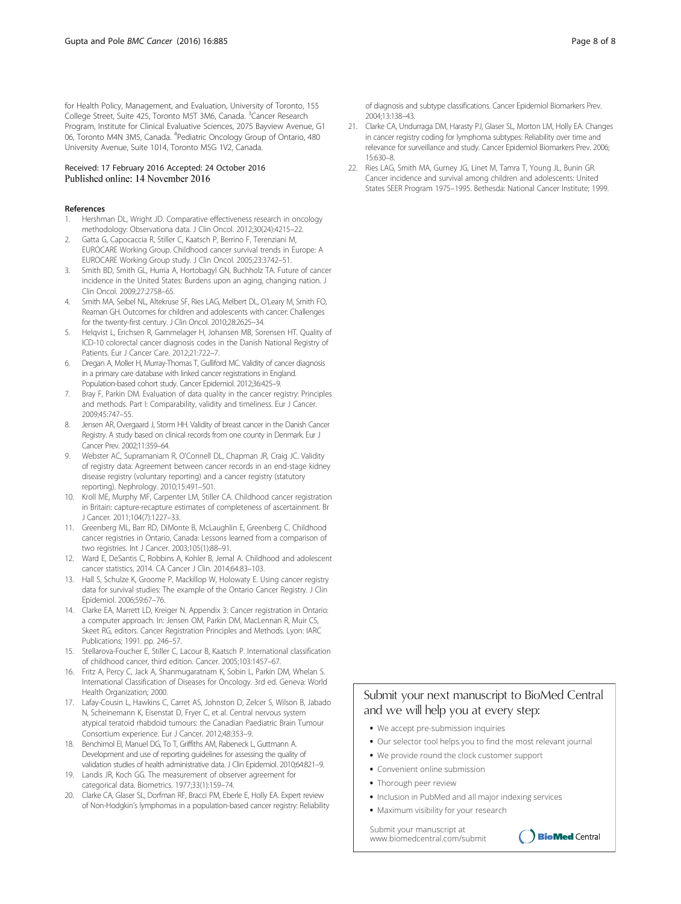for Health Policy, Management, and Evaluation, University of Toronto, 155 College Street, Suite 425, Toronto M5T 3M6, Canada. [3]Cancer Research Program, Institute for Clinical Evaluative Sciences, 2075 Bayview Avenue, G1 06, Toronto M4N 3M5, Canada. [4]Pediatric Oncology Group of Ontario, 480 University Avenue, Suite 1014, Toronto M5G 1V2, Canada.

Received: 17 February 2016 Accepted: 24 October 2016
Published online: 14 November 2016

## References

1. Hershman DL, Wright JD. Comparative effectiveness research in oncology methodology: Observationa data. J Clin Oncol. 2012;30(24):4215–22.
2. Gatta G, Capocaccia R, Stiller C, Kaatsch P, Berrino F, Terenziani M, EUROCARE Working Group. Childhood cancer survival trends in Europe: A EUROCARE Working Group study. J Clin Oncol. 2005;23:3742–51.
3. Smith BD, Smith GL, Hurria A, Hortobagyl GN, Buchholz TA. Future of cancer incidence in the United States: Burdens upon an aging, changing nation. J Clin Oncol. 2009;27:2758–65.
4. Smith MA, Seibel NL, Altekruse SF, Ries LAG, Melbert DL, O'Leary M, Smith FO, Reaman GH. Outcomes for children and adolescents with cancer: Challenges for the twenty-first century. J Clin Oncol. 2010;28:2625–34.
5. Helqvist L, Erichsen R, Gammelager H, Johansen MB, Sorensen HT. Quality of ICD-10 colorectal cancer diagnosis codes in the Danish National Registry of Patients. Eur J Cancer Care. 2012;21:722–7.
6. Dregan A, Moller H, Murray-Thomas T, Gulliford MC. Validity of cancer diagnosis in a primary care database with linked cancer registrations in England. Population-based cohort study. Cancer Epidemiol. 2012;36:425–9.
7. Bray F, Parkin DM. Evaluation of data quality in the cancer registry: Principles and methods. Part I: Comparability, validity and timeliness. Eur J Cancer. 2009;45:747–55.
8. Jensen AR, Overgaard J, Storm HH. Validity of breast cancer in the Danish Cancer Registry. A study based on clinical records from one county in Denmark. Eur J Cancer Prev. 2002;11:359–64.
9. Webster AC, Supramaniam R, O'Connell DL, Chapman JR, Craig JC. Validity of registry data: Agreement between cancer records in an end-stage kidney disease registry (voluntary reporting) and a cancer registry (statutory reporting). Nephrology. 2010;15:491–501.
10. Kroll ME, Murphy MF, Carpenter LM, Stiller CA. Childhood cancer registration in Britain: capture-recapture estimates of completeness of ascertainment. Br J Cancer. 2011;104(7):1227–33.
11. Greenberg ML, Barr RD, DiMonte B, McLaughlin E, Greenberg C. Childhood cancer registries in Ontario, Canada: Lessons learned from a comparison of two registries. Int J Cancer. 2003;105(1):88–91.
12. Ward E, DeSantis C, Robbins A, Kohler B, Jemal A. Childhood and adolescent cancer statistics, 2014. CA Cancer J Clin. 2014;64:83–103.
13. Hall S, Schulze K, Groome P, Mackillop W, Holowaty E. Using cancer registry data for survival studies: The example of the Ontario Cancer Registry. J Clin Epidemiol. 2006;59:67–76.
14. Clarke EA, Marrett LD, Kreiger N. Appendix 3: Cancer registration in Ontario: a computer approach. In: Jensen OM, Parkin DM, MacLennan R, Muir CS, Skeet RG, editors. Cancer Registration Principles and Methods. Lyon: IARC Publications; 1991. pp. 246–57.
15. Stellarova-Foucher E, Stiller C, Lacour B, Kaatsch P. International classification of childhood cancer, third edition. Cancer. 2005;103:1457–67.
16. Fritz A, Percy C, Jack A, Shanmugaratnam K, Sobin L, Parkin DM, Whelan S. International Classification of Diseases for Oncology. 3rd ed. Geneva: World Health Organization; 2000.
17. Lafay-Cousin L, Hawkins C, Carret AS, Johnston D, Zelcer S, Wilson B, Jabado N, Scheinemann K, Eisenstat D, Fryer C, et al. Central nervous system atypical teratoid rhabdoid tumours: the Canadian Paediatric Brain Tumour Consortium experience. Eur J Cancer. 2012;48:353–9.
18. Benchimol EI, Manuel DG, To T, Griffiths AM, Rabeneck L, Guttmann A. Development and use of reporting guidelines for assessing the quality of validation studies of health administrative data. J Clin Epidemiol. 2010;64:821–9.
19. Landis JR, Koch GG. The measurement of observer agreement for categorical data. Biometrics. 1977;33(1):159–74.
20. Clarke CA, Glaser SL, Dorfman RF, Bracci PM, Eberle E, Holly EA. Expert review of Non-Hodgkin's lymphomas in a population-based cancer registry: Reliability of diagnosis and subtype classifications. Cancer Epidemiol Biomarkers Prev. 2004;13:138–43.
21. Clarke CA, Undurraga DM, Harasty PJ, Glaser SL, Morton LM, Holly EA. Changes in cancer registry coding for lymphoma subtypes: Reliability over time and relevance for surveillance and study. Cancer Epidemiol Biomarkers Prev. 2006;15:630–8.
22. Ries LAG, Smith MA, Gurney JG, Linet M, Tamra T, Young JL, Bunin GR. Cancer incidence and survival among children and adolescents: United States SEER Program 1975–1995. Bethesda: National Cancer Institute; 1999.

Submit your next manuscript to BioMed Central and we will help you at every step:

- We accept pre-submission inquiries
- Our selector tool helps you to find the most relevant journal
- We provide round the clock customer support
- Convenient online submission
- Thorough peer review
- Inclusion in PubMed and all major indexing services
- Maximum visibility for your research

Submit your manuscript at
www.biomedcentral.com/submit

BioMed Central